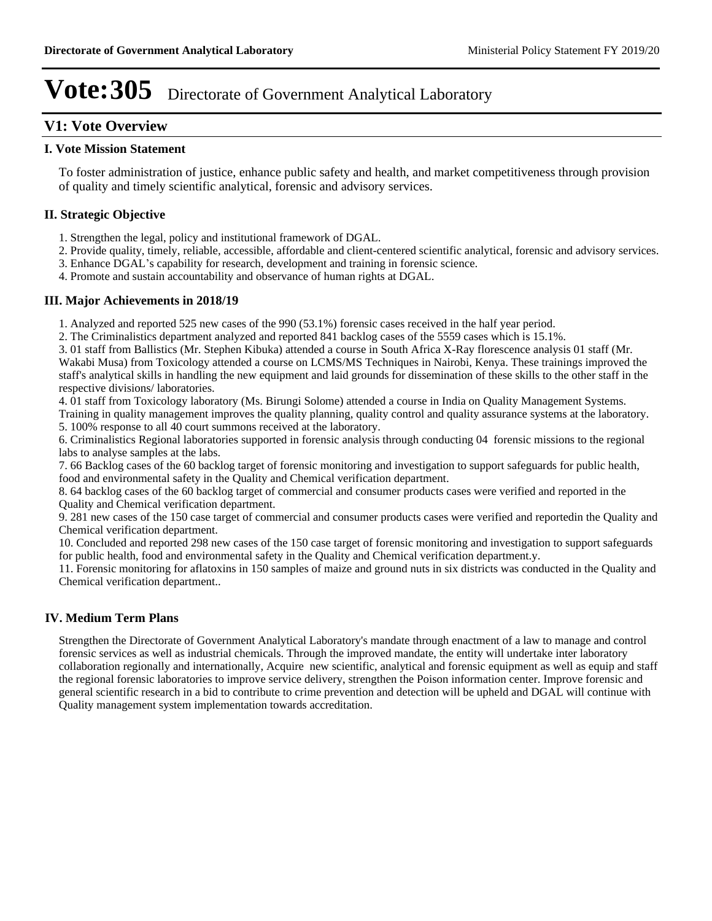# Vote:305 Directorate of Government Analytical Laboratory

## V1: Vote Overview

### I. Vote Mission Statement

To foster administration of justice, enhance public safety and health, and market competitiveness through provision of quality and timely scientific analytical, forensic and advisory services.

### II. Strategic Objective

1. Strengthen the legal, policy and institutional framework of DGAL.
2. Provide quality, timely, reliable, accessible, affordable and client-centered scientific analytical, forensic and advisory services.
3. Enhance DGAL's capability for research, development and training in forensic science.
4. Promote and sustain accountability and observance of human rights at DGAL.

### III. Major Achievements in 2018/19

1. Analyzed and reported 525 new cases of the 990 (53.1%) forensic cases received in the half year period.
2. The Criminalistics department analyzed and reported 841 backlog cases of the 5559 cases which is 15.1%.
3. 01 staff from Ballistics (Mr. Stephen Kibuka) attended a course in South Africa X-Ray florescence analysis 01 staff (Mr. Wakabi Musa) from Toxicology attended a course on LCMS/MS Techniques in Nairobi, Kenya. These trainings improved the staff's analytical skills in handling the new equipment and laid grounds for dissemination of these skills to the other staff in the respective divisions/ laboratories.
4. 01 staff from Toxicology laboratory (Ms. Birungi Solome) attended a course in India on Quality Management Systems. Training in quality management improves the quality planning, quality control and quality assurance systems at the laboratory.
5. 100% response to all 40 court summons received at the laboratory.
6. Criminalistics Regional laboratories supported in forensic analysis through conducting 04 forensic missions to the regional labs to analyse samples at the labs.
7. 66 Backlog cases of the 60 backlog target of forensic monitoring and investigation to support safeguards for public health, food and environmental safety in the Quality and Chemical verification department.
8. 64 backlog cases of the 60 backlog target of commercial and consumer products cases were verified and reported in the Quality and Chemical verification department.
9. 281 new cases of the 150 case target of commercial and consumer products cases were verified and reportedin the Quality and Chemical verification department.
10. Concluded and reported 298 new cases of the 150 case target of forensic monitoring and investigation to support safeguards for public health, food and environmental safety in the Quality and Chemical verification department.y.
11. Forensic monitoring for aflatoxins in 150 samples of maize and ground nuts in six districts was conducted in the Quality and Chemical verification department..

### IV. Medium Term Plans

Strengthen the Directorate of Government Analytical Laboratory's mandate through enactment of a law to manage and control forensic services as well as industrial chemicals. Through the improved mandate, the entity will undertake inter laboratory collaboration regionally and internationally, Acquire new scientific, analytical and forensic equipment as well as equip and staff the regional forensic laboratories to improve service delivery, strengthen the Poison information center. Improve forensic and general scientific research in a bid to contribute to crime prevention and detection will be upheld and DGAL will continue with Quality management system implementation towards accreditation.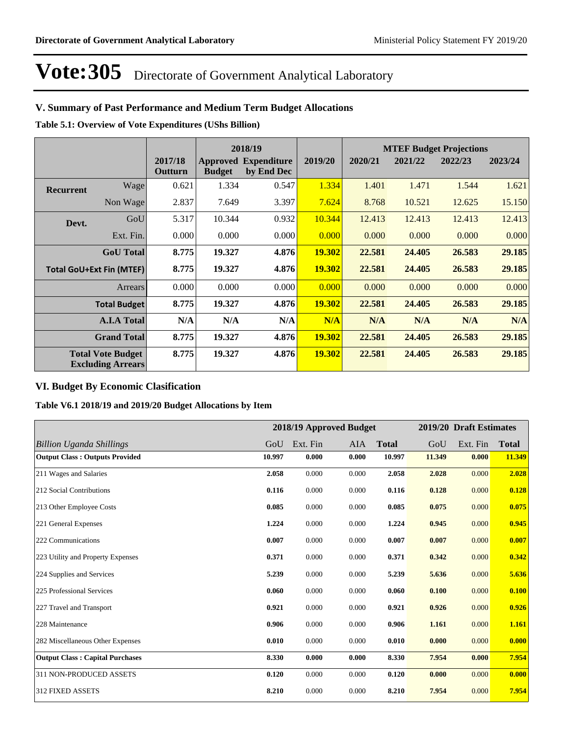# Vote:305 Directorate of Government Analytical Laboratory

## V. Summary of Past Performance and Medium Term Budget Allocations

**Table 5.1: Overview of Vote Expenditures (UShs Billion)**

| | | | 2018/19 | | | MTEF Budget Projections | | | |
|---|---|---|---|---|---|---|---|---|---|
| | | 2017/18 Outturn | Approved Budget | Expenditure by End Dec | 2019/20 | 2020/21 | 2021/22 | 2022/23 | 2023/24 |
| **Recurrent** | Wage | 0.621 | 1.334 | 0.547 | 1.334 | 1.401 | 1.471 | 1.544 | 1.621 |
| | Non Wage | 2.837 | 7.649 | 3.397 | 7.624 | 8.768 | 10.521 | 12.625 | 15.150 |
| **Devt.** | GoU | 5.317 | 10.344 | 0.932 | 10.344 | 12.413 | 12.413 | 12.413 | 12.413 |
| | Ext. Fin. | 0.000 | 0.000 | 0.000 | 0.000 | 0.000 | 0.000 | 0.000 | 0.000 |
| | **GoU Total** | **8.775** | **19.327** | **4.876** | **19.302** | **22.581** | **24.405** | **26.583** | **29.185** |
| **Total GoU+Ext Fin (MTEF)** | | **8.775** | **19.327** | **4.876** | **19.302** | **22.581** | **24.405** | **26.583** | **29.185** |
| | Arrears | 0.000 | 0.000 | 0.000 | 0.000 | 0.000 | 0.000 | 0.000 | 0.000 |
| | **Total Budget** | **8.775** | **19.327** | **4.876** | **19.302** | **22.581** | **24.405** | **26.583** | **29.185** |
| | **A.I.A Total** | **N/A** | **N/A** | **N/A** | **N/A** | **N/A** | **N/A** | **N/A** | **N/A** |
| | **Grand Total** | **8.775** | **19.327** | **4.876** | **19.302** | **22.581** | **24.405** | **26.583** | **29.185** |
| | **Total Vote Budget Excluding Arrears** | **8.775** | **19.327** | **4.876** | **19.302** | **22.581** | **24.405** | **26.583** | **29.185** |

## VI. Budget By Economic Clasification

**Table V6.1 2018/19 and 2019/20 Budget Allocations by Item**

| | 2018/19 Approved Budget | | | | 2019/20 Draft Estimates | | |
|---|---|---|---|---|---|---|---|
| *Billion Uganda Shillings* | GoU | Ext. Fin | AIA | **Total** | GoU | Ext. Fin | **Total** |
| **Output Class : Outputs Provided** | **10.997** | **0.000** | **0.000** | **10.997** | **11.349** | **0.000** | **11.349** |
| 211 Wages and Salaries | **2.058** | 0.000 | 0.000 | **2.058** | **2.028** | 0.000 | **2.028** |
| 212 Social Contributions | **0.116** | 0.000 | 0.000 | **0.116** | **0.128** | 0.000 | **0.128** |
| 213 Other Employee Costs | **0.085** | 0.000 | 0.000 | **0.085** | **0.075** | 0.000 | **0.075** |
| 221 General Expenses | **1.224** | 0.000 | 0.000 | **1.224** | **0.945** | 0.000 | **0.945** |
| 222 Communications | **0.007** | 0.000 | 0.000 | **0.007** | **0.007** | 0.000 | **0.007** |
| 223 Utility and Property Expenses | **0.371** | 0.000 | 0.000 | **0.371** | **0.342** | 0.000 | **0.342** |
| 224 Supplies and Services | **5.239** | 0.000 | 0.000 | **5.239** | **5.636** | 0.000 | **5.636** |
| 225 Professional Services | **0.060** | 0.000 | 0.000 | **0.060** | **0.100** | 0.000 | **0.100** |
| 227 Travel and Transport | **0.921** | 0.000 | 0.000 | **0.921** | **0.926** | 0.000 | **0.926** |
| 228 Maintenance | **0.906** | 0.000 | 0.000 | **0.906** | **1.161** | 0.000 | **1.161** |
| 282 Miscellaneous Other Expenses | **0.010** | 0.000 | 0.000 | **0.010** | **0.000** | 0.000 | **0.000** |
| **Output Class : Capital Purchases** | **8.330** | **0.000** | **0.000** | **8.330** | **7.954** | **0.000** | **7.954** |
| 311 NON-PRODUCED ASSETS | **0.120** | 0.000 | 0.000 | **0.120** | **0.000** | 0.000 | **0.000** |
| 312 FIXED ASSETS | **8.210** | 0.000 | 0.000 | **8.210** | **7.954** | 0.000 | **7.954** |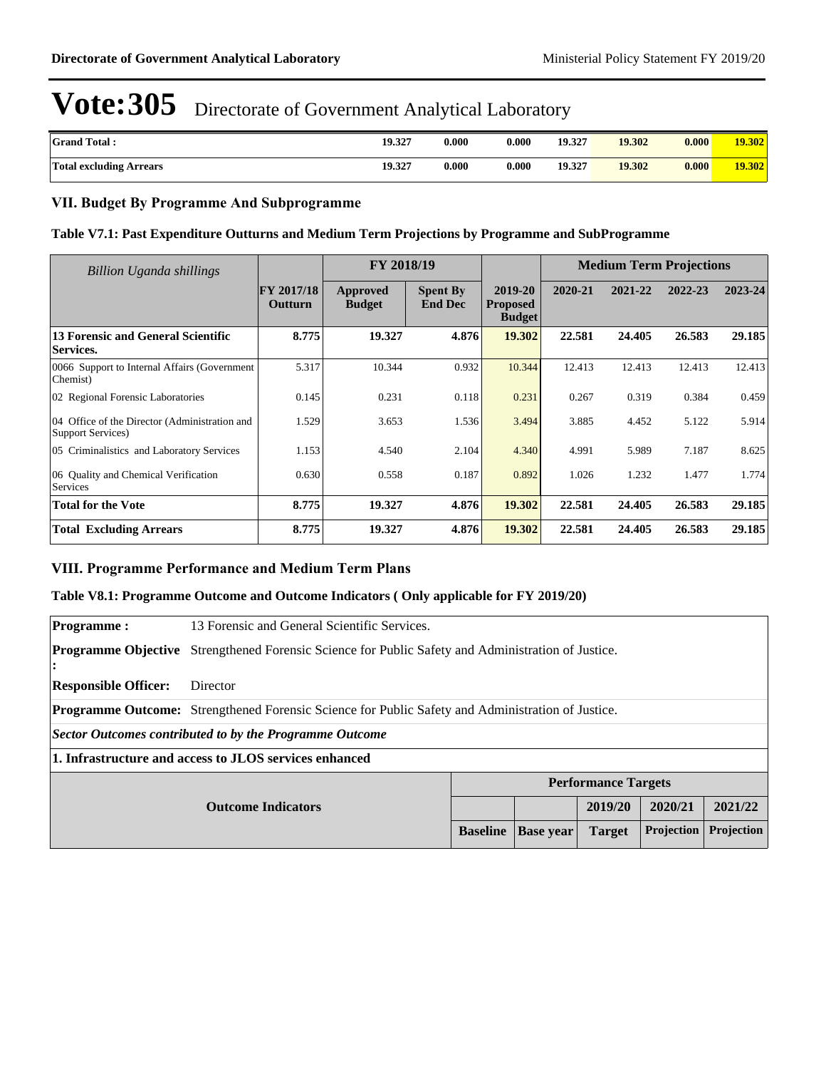# Vote:305 Directorate of Government Analytical Laboratory

| | | | | | | | |
|---|---|---|---|---|---|---|---|
| **Grand Total :** | **19.327** | **0.000** | **0.000** | **19.327** | **19.302** | **0.000** | **19.302** |
| **Total excluding Arrears** | **19.327** | **0.000** | **0.000** | **19.327** | **19.302** | **0.000** | **19.302** |

## VII. Budget By Programme And Subprogramme

### Table V7.1: Past Expenditure Outturns and Medium Term Projections by Programme and SubProgramme

| *Billion Uganda shillings* | | FY 2018/19 | | | Medium Term Projections | | | |
|---|---|---|---|---|---|---|---|---|
| | **FY 2017/18 Outturn** | **Approved Budget** | **Spent By End Dec** | **2019-20 Proposed Budget** | **2020-21** | **2021-22** | **2022-23** | **2023-24** |
| **13 Forensic and General Scientific Services.** | **8.775** | **19.327** | **4.876** | **19.302** | **22.581** | **24.405** | **26.583** | **29.185** |
| 0066 Support to Internal Affairs (Government Chemist) | 5.317 | 10.344 | 0.932 | 10.344 | 12.413 | 12.413 | 12.413 | 12.413 |
| 02 Regional Forensic Laboratories | 0.145 | 0.231 | 0.118 | 0.231 | 0.267 | 0.319 | 0.384 | 0.459 |
| 04 Office of the Director (Administration and Support Services) | 1.529 | 3.653 | 1.536 | 3.494 | 3.885 | 4.452 | 5.122 | 5.914 |
| 05 Criminalistics and Laboratory Services | 1.153 | 4.540 | 2.104 | 4.340 | 4.991 | 5.989 | 7.187 | 8.625 |
| 06 Quality and Chemical Verification Services | 0.630 | 0.558 | 0.187 | 0.892 | 1.026 | 1.232 | 1.477 | 1.774 |
| **Total for the Vote** | **8.775** | **19.327** | **4.876** | **19.302** | **22.581** | **24.405** | **26.583** | **29.185** |
| **Total Excluding Arrears** | **8.775** | **19.327** | **4.876** | **19.302** | **22.581** | **24.405** | **26.583** | **29.185** |

## VIII. Programme Performance and Medium Term Plans

### Table V8.1: Programme Outcome and Outcome Indicators ( Only applicable for FY 2019/20)

**Programme :** 13 Forensic and General Scientific Services.

**Programme Objective :** Strengthened Forensic Science for Public Safety and Administration of Justice.

**Responsible Officer:** Director

**Programme Outcome:** Strengthened Forensic Science for Public Safety and Administration of Justice.

***Sector Outcomes contributed to by the Programme Outcome***

**1. Infrastructure and access to JLOS services enhanced**

| Outcome Indicators | Performance Targets | | | | |
|---|---|---|---|---|---|
| | | | **2019/20** | **2020/21** | **2021/22** |
| | **Baseline** | **Base year** | **Target** | **Projection** | **Projection** |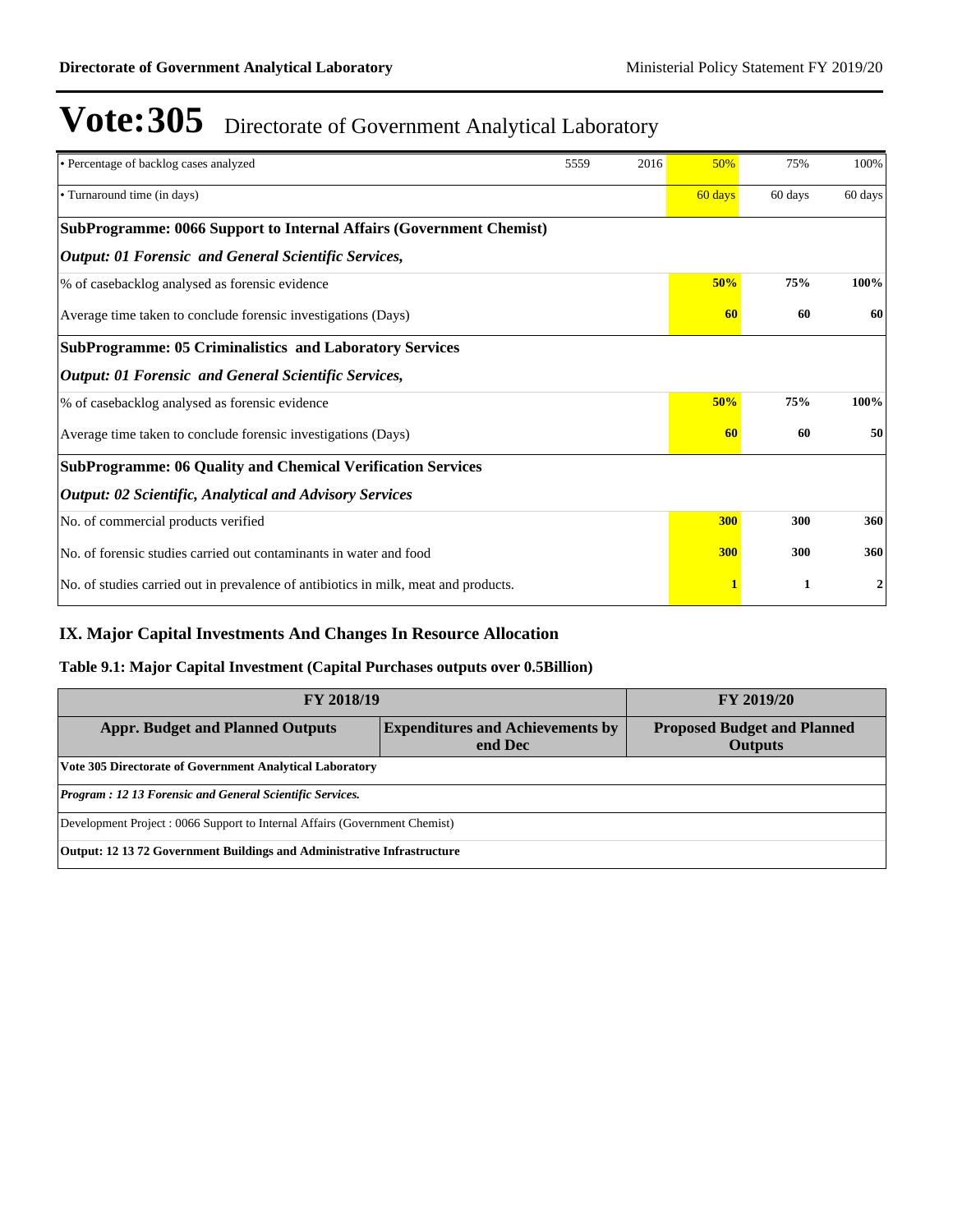# Vote:305 Directorate of Government Analytical Laboratory

| | | | | | |
|---|---|---|---|---|---|
| • Percentage of backlog cases analyzed | 5559 | 2016 | 50% | 75% | 100% |
| • Turnaround time (in days) | | | 60 days | 60 days | 60 days |
| **SubProgramme: 0066 Support to Internal Affairs (Government Chemist)** | | | | | |
| ***Output: 01 Forensic and General Scientific Services,*** | | | | | |
| % of casebacklog analysed as forensic evidence | | | **50%** | **75%** | **100%** |
| Average time taken to conclude forensic investigations (Days) | | | **60** | **60** | **60** |
| **SubProgramme: 05 Criminalistics and Laboratory Services** | | | | | |
| ***Output: 01 Forensic and General Scientific Services,*** | | | | | |
| % of casebacklog analysed as forensic evidence | | | **50%** | **75%** | **100%** |
| Average time taken to conclude forensic investigations (Days) | | | **60** | **60** | **50** |
| **SubProgramme: 06 Quality and Chemical Verification Services** | | | | | |
| ***Output: 02 Scientific, Analytical and Advisory Services*** | | | | | |
| No. of commercial products verified | | | **300** | **300** | **360** |
| No. of forensic studies carried out contaminants in water and food | | | **300** | **300** | **360** |
| No. of studies carried out in prevalence of antibiotics in milk, meat and products. | | | **1** | **1** | **2** |

## IX. Major Capital Investments And Changes In Resource Allocation

### Table 9.1: Major Capital Investment (Capital Purchases outputs over 0.5Billion)

| FY 2018/19 | | FY 2019/20 |
|---|---|---|
| **Appr. Budget and Planned Outputs** | **Expenditures and Achievements by end Dec** | **Proposed Budget and Planned Outputs** |
| **Vote 305 Directorate of Government Analytical Laboratory** | | |
| ***Program : 12 13 Forensic and General Scientific Services.*** | | |
| Development Project : 0066 Support to Internal Affairs (Government Chemist) | | |
| **Output: 12 13 72 Government Buildings and Administrative Infrastructure** | | |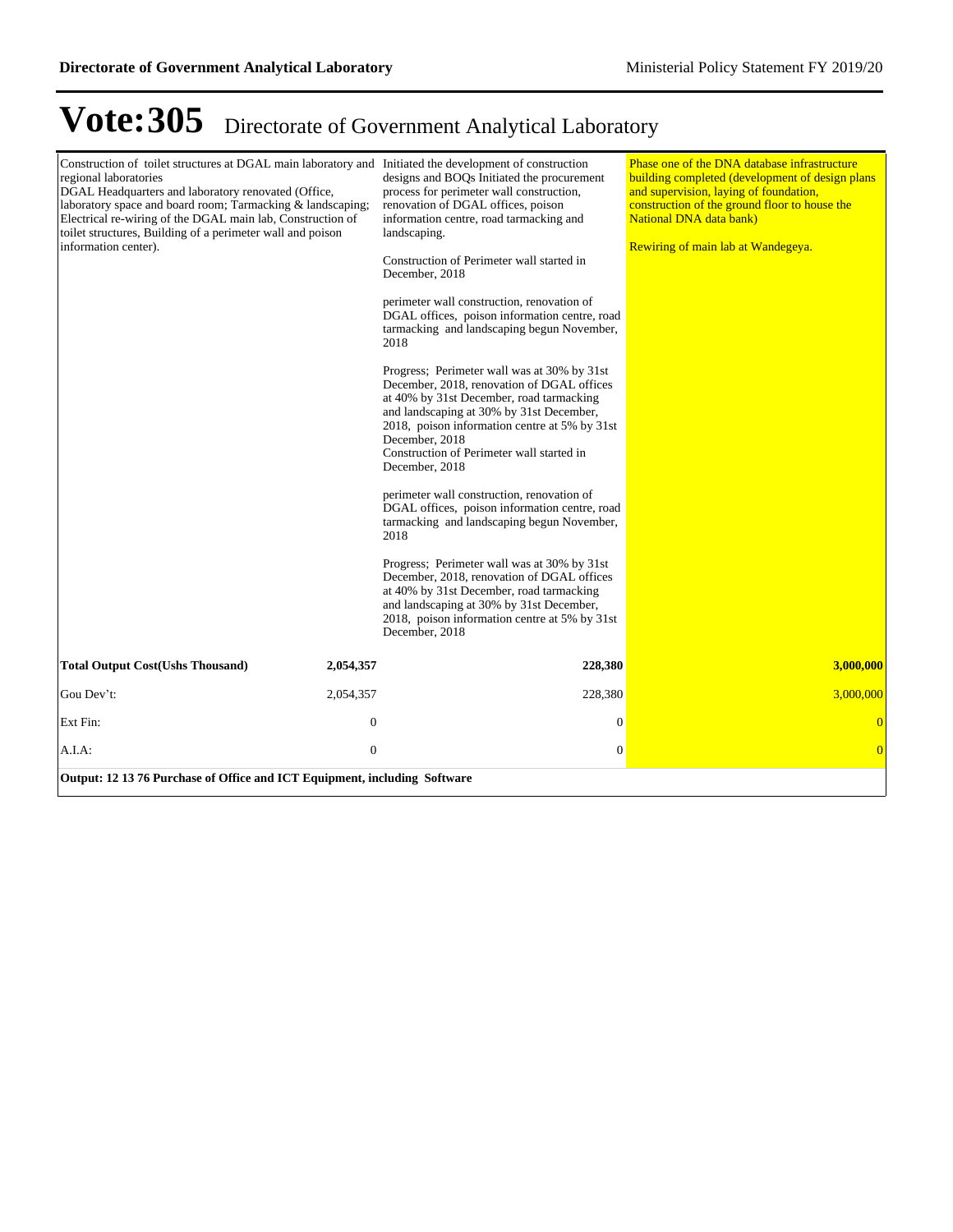# Vote:305 Directorate of Government Analytical Laboratory

| | | | |
|---|---|---|---|
| Construction of toilet structures at DGAL main laboratory and regional laboratories<br>DGAL Headquarters and laboratory renovated (Office, laboratory space and board room; Tarmacking & landscaping; Electrical re-wiring of the DGAL main lab, Construction of toilet structures, Building of a perimeter wall and poison information center). | | Initiated the development of construction designs and BOQs Initiated the procurement process for perimeter wall construction, renovation of DGAL offices, poison information centre, road tarmacking and landscaping.<br><br>Construction of Perimeter wall started in December, 2018<br><br>perimeter wall construction, renovation of DGAL offices, poison information centre, road tarmacking and landscaping begun November, 2018<br><br>Progress; Perimeter wall was at 30% by 31st December, 2018, renovation of DGAL offices at 40% by 31st December, road tarmacking and landscaping at 30% by 31st December, 2018, poison information centre at 5% by 31st December, 2018<br>Construction of Perimeter wall started in December, 2018<br><br>perimeter wall construction, renovation of DGAL offices, poison information centre, road tarmacking and landscaping begun November, 2018<br><br>Progress; Perimeter wall was at 30% by 31st December, 2018, renovation of DGAL offices at 40% by 31st December, road tarmacking and landscaping at 30% by 31st December, 2018, poison information centre at 5% by 31st December, 2018 | Phase one of the DNA database infrastructure building completed (development of design plans and supervision, laying of foundation, construction of the ground floor to house the National DNA data bank)<br><br>Rewiring of main lab at Wandegeya. |
| **Total Output Cost(Ushs Thousand)** | **2,054,357** | **228,380** | **3,000,000** |
| Gou Dev't: | 2,054,357 | 228,380 | 3,000,000 |
| Ext Fin: | 0 | 0 | 0 |
| A.I.A: | 0 | 0 | 0 |

**Output: 12 13 76 Purchase of Office and ICT Equipment, including Software**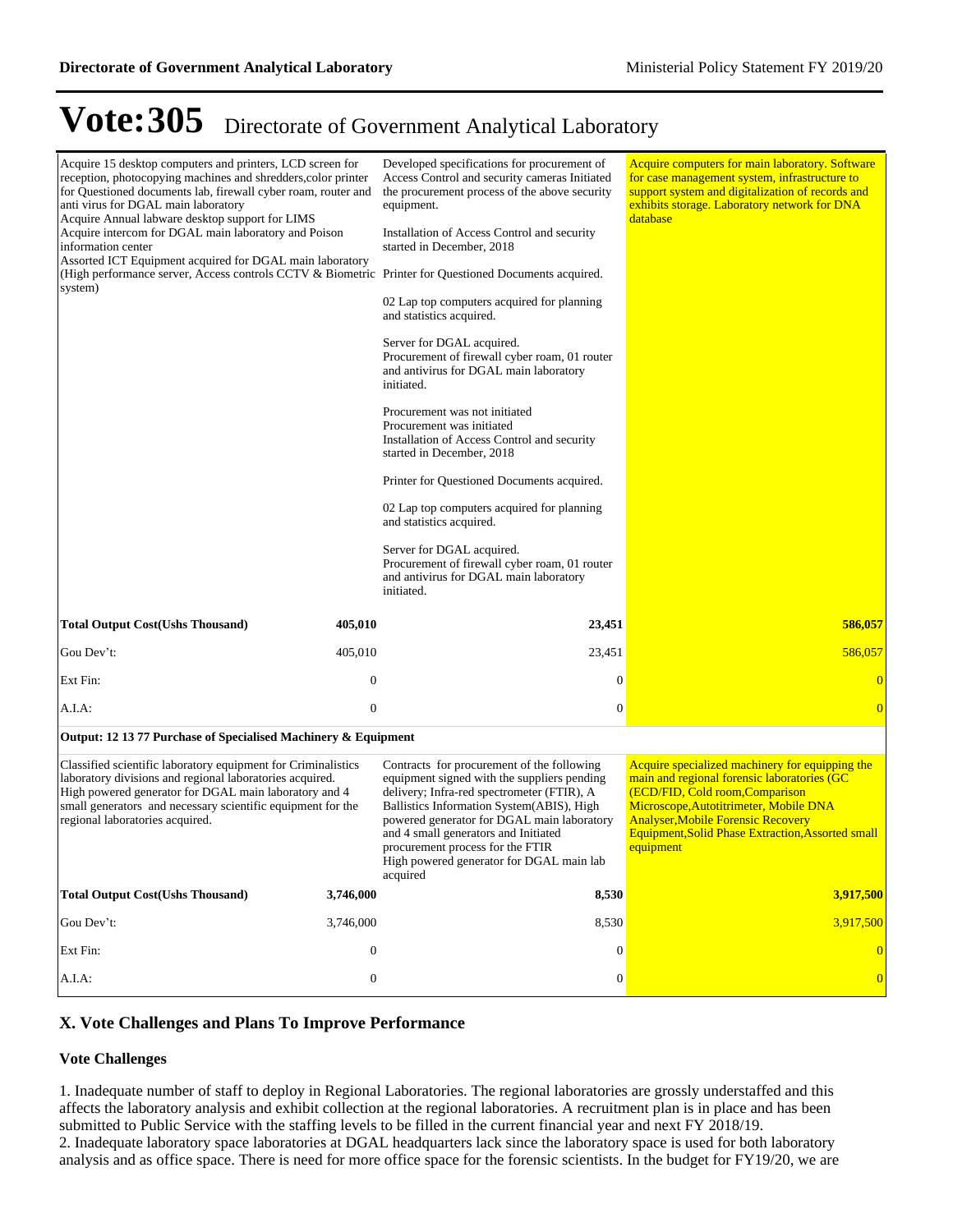# Vote:305 Directorate of Government Analytical Laboratory

| | | | |
|---|---|---|---|
| Acquire 15 desktop computers and printers, LCD screen for reception, photocopying machines and shredders,color printer for Questioned documents lab, firewall cyber roam, router and anti virus for DGAL main laboratory<br>Acquire Annual labware desktop support for LIMS<br>Acquire intercom for DGAL main laboratory and Poison information center<br>Assorted ICT Equipment acquired for DGAL main laboratory (High performance server, Access controls CCTV & Biometric system) | | Developed specifications for procurement of Access Control and security cameras Initiated the procurement process of the above security equipment.<br><br>Installation of Access Control and security started in December, 2018<br><br>Printer for Questioned Documents acquired.<br><br>02 Lap top computers acquired for planning and statistics acquired.<br><br>Server for DGAL acquired.<br>Procurement of firewall cyber roam, 01 router and antivirus for DGAL main laboratory initiated.<br><br>Procurement was not initiated<br>Procurement was initiated<br>Installation of Access Control and security started in December, 2018<br><br>Printer for Questioned Documents acquired.<br><br>02 Lap top computers acquired for planning and statistics acquired.<br><br>Server for DGAL acquired.<br>Procurement of firewall cyber roam, 01 router and antivirus for DGAL main laboratory initiated. | Acquire computers for main laboratory. Software for case management system, infrastructure to support system and digitalization of records and exhibits storage. Laboratory network for DNA database |
| **Total Output Cost(Ushs Thousand)** | **405,010** | **23,451** | **586,057** |
| Gou Dev't: | 405,010 | 23,451 | 586,057 |
| Ext Fin: | 0 | 0 | 0 |
| A.I.A: | 0 | 0 | 0 |
| **Output: 12 13 77 Purchase of Specialised Machinery & Equipment** | | | |
| Classified scientific laboratory equipment for Criminalistics laboratory divisions and regional laboratories acquired.<br>High powered generator for DGAL main laboratory and 4 small generators and necessary scientific equipment for the regional laboratories acquired. | | Contracts for procurement of the following equipment signed with the suppliers pending delivery; Infra-red spectrometer (FTIR), A Ballistics Information System(ABIS), High powered generator for DGAL main laboratory and 4 small generators and Initiated procurement process for the FTIR<br>High powered generator for DGAL main lab acquired | Acquire specialized machinery for equipping the main and regional forensic laboratories (GC (ECD/FID, Cold room,Comparison Microscope,Autotitrimeter, Mobile DNA Analyser,Mobile Forensic Recovery Equipment,Solid Phase Extraction,Assorted small equipment |
| **Total Output Cost(Ushs Thousand)** | **3,746,000** | **8,530** | **3,917,500** |
| Gou Dev't: | 3,746,000 | 8,530 | 3,917,500 |
| Ext Fin: | 0 | 0 | 0 |
| A.I.A: | 0 | 0 | 0 |

## X. Vote Challenges and Plans To Improve Performance

### Vote Challenges

1. Inadequate number of staff to deploy in Regional Laboratories. The regional laboratories are grossly understaffed and this affects the laboratory analysis and exhibit collection at the regional laboratories. A recruitment plan is in place and has been submitted to Public Service with the staffing levels to be filled in the current financial year and next FY 2018/19.
2. Inadequate laboratory space laboratories at DGAL headquarters lack since the laboratory space is used for both laboratory analysis and as office space. There is need for more office space for the forensic scientists. In the budget for FY19/20, we are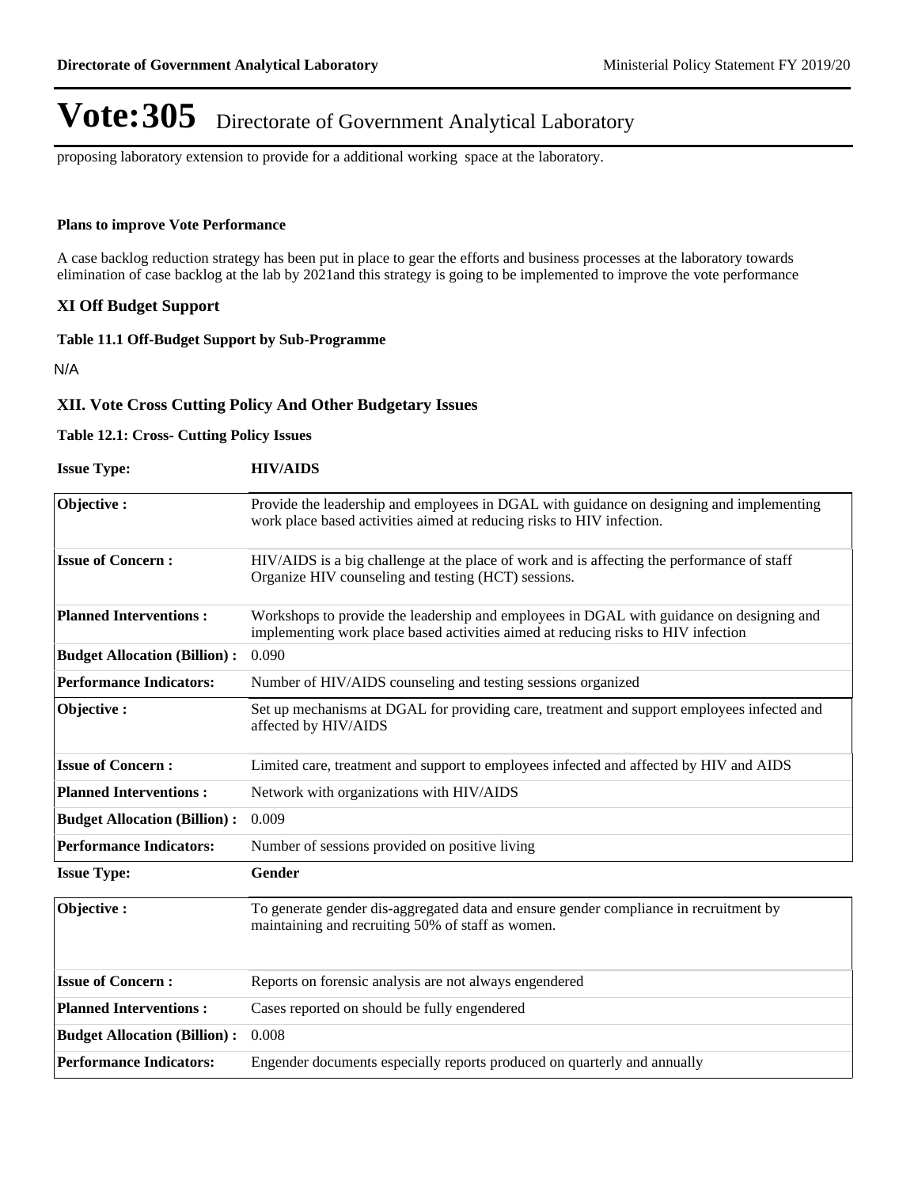# Vote:305 Directorate of Government Analytical Laboratory

proposing laboratory extension to provide for a additional working space at the laboratory.

**Plans to improve Vote Performance**

A case backlog reduction strategy has been put in place to gear the efforts and business processes at the laboratory towards elimination of case backlog at the lab by 2021and this strategy is going to be implemented to improve the vote performance

## XI Off Budget Support

**Table 11.1 Off-Budget Support by Sub-Programme**

N/A

## XII. Vote Cross Cutting Policy And Other Budgetary Issues

**Table 12.1: Cross- Cutting Policy Issues**

**Issue Type:** **HIV/AIDS**

| | |
|---|---|
| **Objective :** | Provide the leadership and employees in DGAL with guidance on designing and implementing work place based activities aimed at reducing risks to HIV infection. |
| **Issue of Concern :** | HIV/AIDS is a big challenge at the place of work and is affecting the performance of staff Organize HIV counseling and testing (HCT) sessions. |
| **Planned Interventions :** | Workshops to provide the leadership and employees in DGAL with guidance on designing and implementing work place based activities aimed at reducing risks to HIV infection |
| **Budget Allocation (Billion) :** | 0.090 |
| **Performance Indicators:** | Number of HIV/AIDS counseling and testing sessions organized |
| **Objective :** | Set up mechanisms at DGAL for providing care, treatment and support employees infected and affected by HIV/AIDS |
| **Issue of Concern :** | Limited care, treatment and support to employees infected and affected by HIV and AIDS |
| **Planned Interventions :** | Network with organizations with HIV/AIDS |
| **Budget Allocation (Billion) :** | 0.009 |
| **Performance Indicators:** | Number of sessions provided on positive living |

**Issue Type:** **Gender**

| | |
|---|---|
| **Objective :** | To generate gender dis-aggregated data and ensure gender compliance in recruitment by maintaining and recruiting 50% of staff as women. |
| **Issue of Concern :** | Reports on forensic analysis are not always engendered |
| **Planned Interventions :** | Cases reported on should be fully engendered |
| **Budget Allocation (Billion) :** | 0.008 |
| **Performance Indicators:** | Engender documents especially reports produced on quarterly and annually |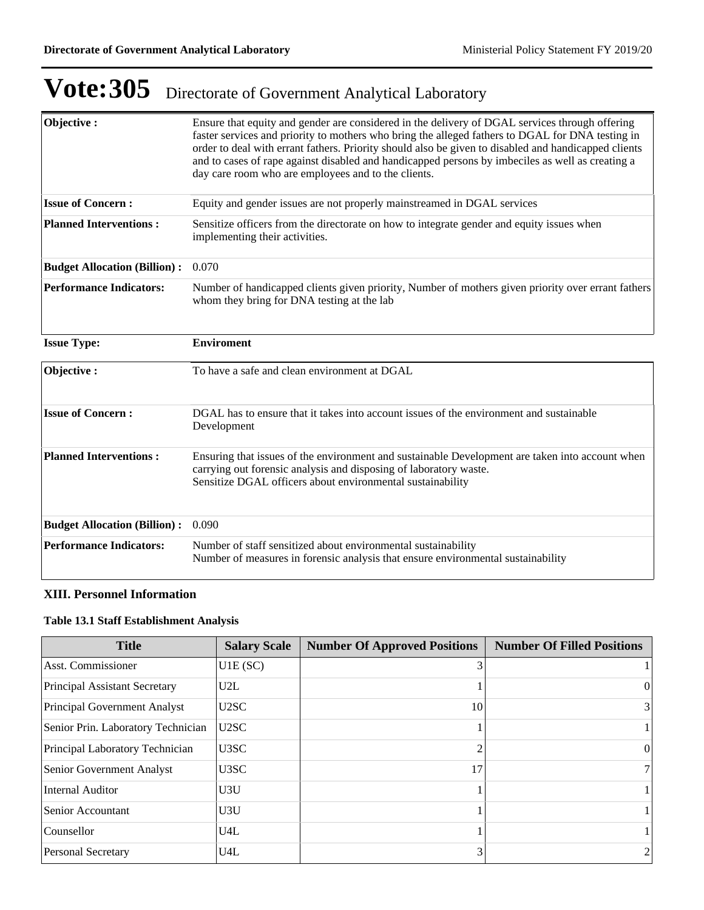# Vote:305 Directorate of Government Analytical Laboratory

| | |
|---|---|
| **Objective :** | Ensure that equity and gender are considered in the delivery of DGAL services through offering faster services and priority to mothers who bring the alleged fathers to DGAL for DNA testing in order to deal with errant fathers. Priority should also be given to disabled and handicapped clients and to cases of rape against disabled and handicapped persons by imbeciles as well as creating a day care room who are employees and to the clients. |
| **Issue of Concern :** | Equity and gender issues are not properly mainstreamed in DGAL services |
| **Planned Interventions :** | Sensitize officers from the directorate on how to integrate gender and equity issues when implementing their activities. |
| **Budget Allocation (Billion) :** | 0.070 |
| **Performance Indicators:** | Number of handicapped clients given priority, Number of mothers given priority over errant fathers whom they bring for DNA testing at the lab |

**Issue Type:** **Enviroment**

| | |
|---|---|
| **Objective :** | To have a safe and clean environment at DGAL |
| **Issue of Concern :** | DGAL has to ensure that it takes into account issues of the environment and sustainable Development |
| **Planned Interventions :** | Ensuring that issues of the environment and sustainable Development are taken into account when carrying out forensic analysis and disposing of laboratory waste.<br>Sensitize DGAL officers about environmental sustainability |
| **Budget Allocation (Billion) :** | 0.090 |
| **Performance Indicators:** | Number of staff sensitized about environmental sustainability<br>Number of measures in forensic analysis that ensure environmental sustainability |

### XIII. Personnel Information

**Table 13.1 Staff Establishment Analysis**

| Title | Salary Scale | Number Of Approved Positions | Number Of Filled Positions |
|---|---|---|---|
| Asst. Commissioner | U1E (SC) | 3 | 1 |
| Principal Assistant Secretary | U2L | 1 | 0 |
| Principal Government Analyst | U2SC | 10 | 3 |
| Senior Prin. Laboratory Technician | U2SC | 1 | 1 |
| Principal Laboratory Technician | U3SC | 2 | 0 |
| Senior Government Analyst | U3SC | 17 | 7 |
| Internal Auditor | U3U | 1 | 1 |
| Senior Accountant | U3U | 1 | 1 |
| Counsellor | U4L | 1 | 1 |
| Personal Secretary | U4L | 3 | 2 |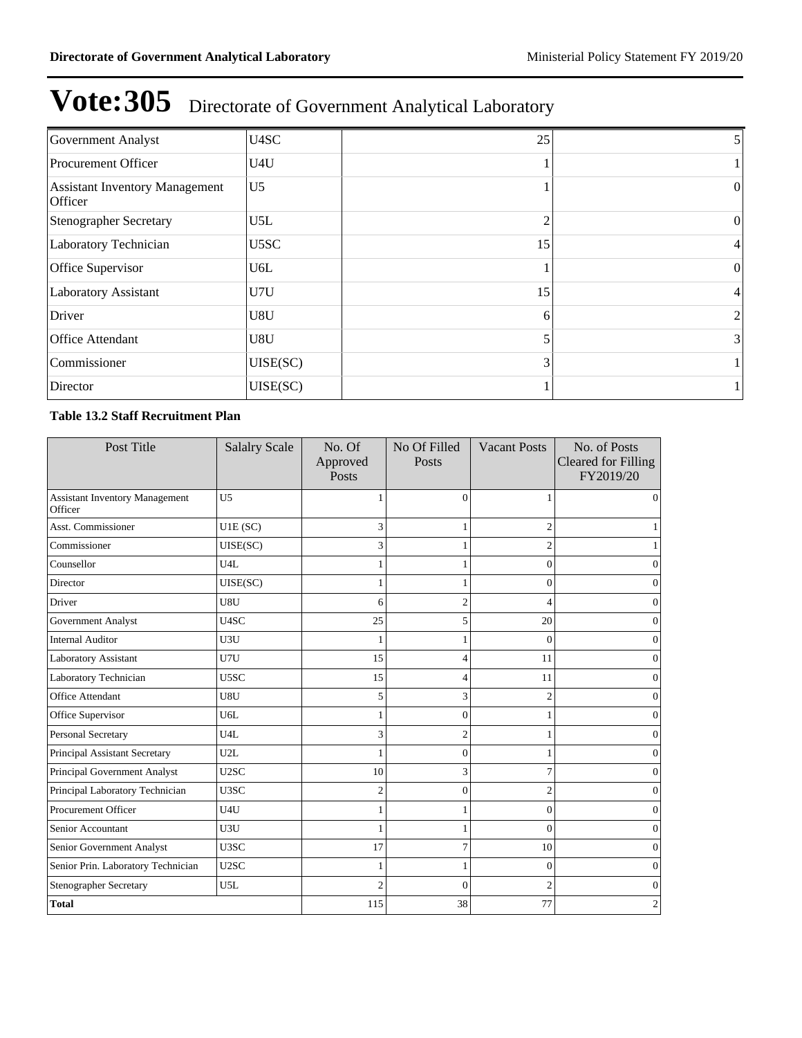# Vote:305 Directorate of Government Analytical Laboratory

| | | | |
|---|---|---|---|
| Government Analyst | U4SC | 25 | 5 |
| Procurement Officer | U4U | 1 | 1 |
| Assistant Inventory Management Officer | U5 | 1 | 0 |
| Stenographer Secretary | U5L | 2 | 0 |
| Laboratory Technician | U5SC | 15 | 4 |
| Office Supervisor | U6L | 1 | 0 |
| Laboratory Assistant | U7U | 15 | 4 |
| Driver | U8U | 6 | 2 |
| Office Attendant | U8U | 5 | 3 |
| Commissioner | UISE(SC) | 3 | 1 |
| Director | UISE(SC) | 1 | 1 |

**Table 13.2 Staff Recruitment Plan**

| Post Title | Salalry Scale | No. Of Approved Posts | No Of Filled Posts | Vacant Posts | No. of Posts Cleared for Filling FY2019/20 |
|---|---|---|---|---|---|
| Assistant Inventory Management Officer | U5 | 1 | 0 | 1 | 0 |
| Asst. Commissioner | U1E (SC) | 3 | 1 | 2 | 1 |
| Commissioner | UISE(SC) | 3 | 1 | 2 | 1 |
| Counsellor | U4L | 1 | 1 | 0 | 0 |
| Director | UISE(SC) | 1 | 1 | 0 | 0 |
| Driver | U8U | 6 | 2 | 4 | 0 |
| Government Analyst | U4SC | 25 | 5 | 20 | 0 |
| Internal Auditor | U3U | 1 | 1 | 0 | 0 |
| Laboratory Assistant | U7U | 15 | 4 | 11 | 0 |
| Laboratory Technician | U5SC | 15 | 4 | 11 | 0 |
| Office Attendant | U8U | 5 | 3 | 2 | 0 |
| Office Supervisor | U6L | 1 | 0 | 1 | 0 |
| Personal Secretary | U4L | 3 | 2 | 1 | 0 |
| Principal Assistant Secretary | U2L | 1 | 0 | 1 | 0 |
| Principal Government Analyst | U2SC | 10 | 3 | 7 | 0 |
| Principal Laboratory Technician | U3SC | 2 | 0 | 2 | 0 |
| Procurement Officer | U4U | 1 | 1 | 0 | 0 |
| Senior Accountant | U3U | 1 | 1 | 0 | 0 |
| Senior Government Analyst | U3SC | 17 | 7 | 10 | 0 |
| Senior Prin. Laboratory Technician | U2SC | 1 | 1 | 0 | 0 |
| Stenographer Secretary | U5L | 2 | 0 | 2 | 0 |
| **Total** | | 115 | 38 | 77 | 2 |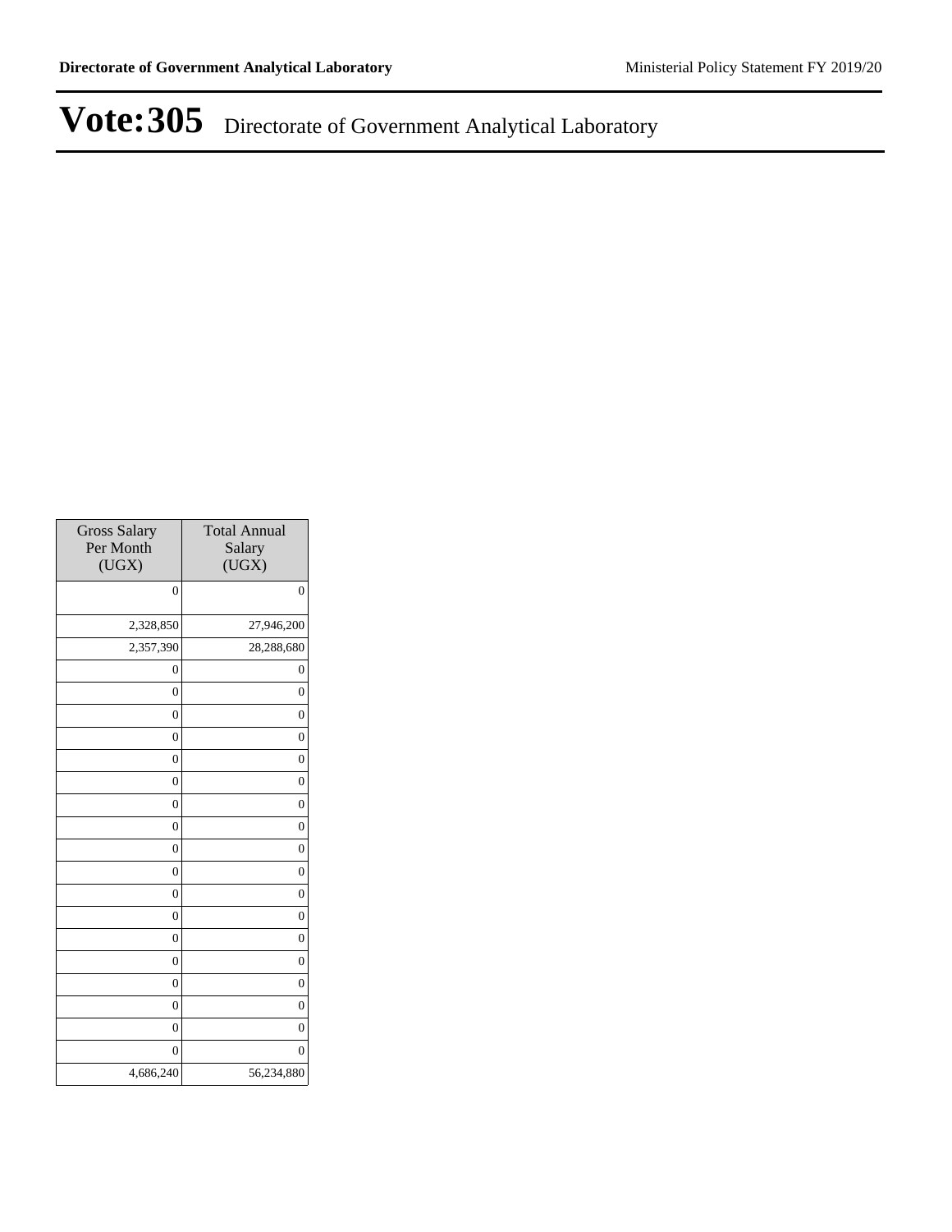# Vote:305 Directorate of Government Analytical Laboratory

| Gross Salary Per Month (UGX) | Total Annual Salary (UGX) |
|---|---|
| 0 | 0 |
| 2,328,850 | 27,946,200 |
| 2,357,390 | 28,288,680 |
| 0 | 0 |
| 0 | 0 |
| 0 | 0 |
| 0 | 0 |
| 0 | 0 |
| 0 | 0 |
| 0 | 0 |
| 0 | 0 |
| 0 | 0 |
| 0 | 0 |
| 0 | 0 |
| 0 | 0 |
| 0 | 0 |
| 0 | 0 |
| 0 | 0 |
| 0 | 0 |
| 0 | 0 |
| 0 | 0 |
| 4,686,240 | 56,234,880 |